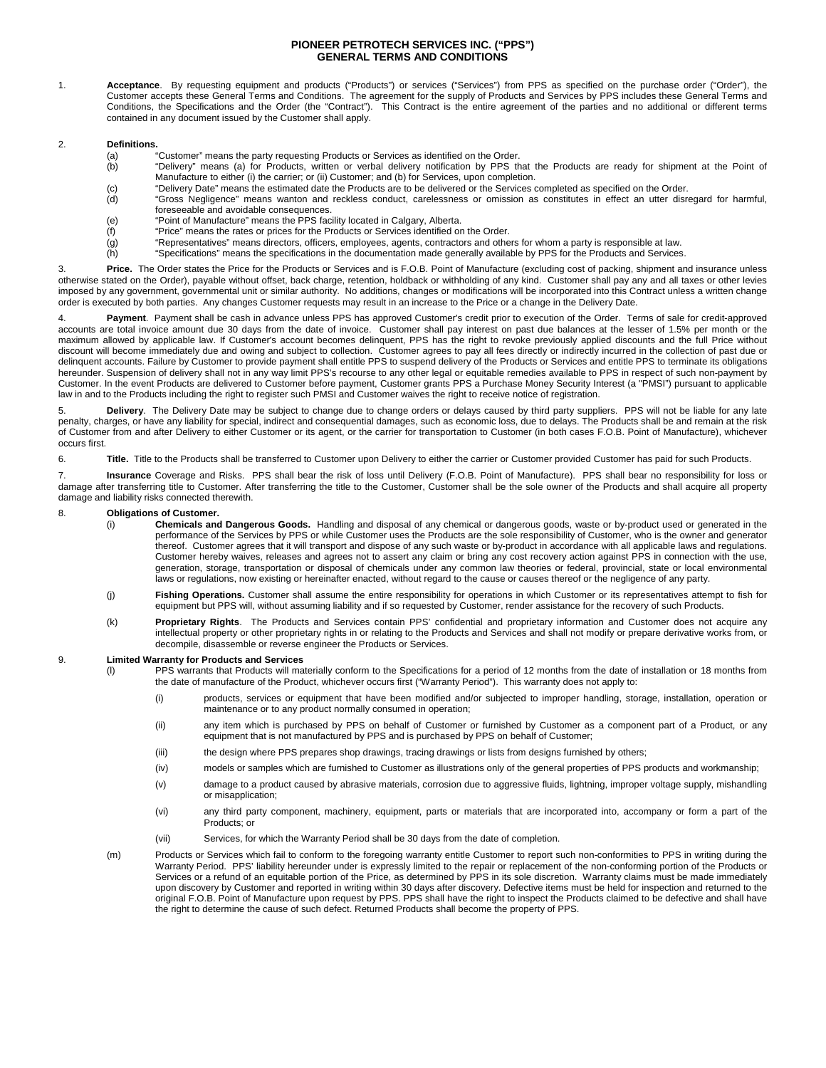# PIONEER PETROTECH SERVICES INC. ("PPS")
# GENERAL TERMS AND CONDITIONS

1. **Acceptance**. By requesting equipment and products ("Products") or services ("Services") from PPS as specified on the purchase order ("Order"), the Customer accepts these General Terms and Conditions. The agreement for the supply of Products and Services by PPS includes these General Terms and Conditions, the Specifications and the Order (the "Contract"). This Contract is the entire agreement of the parties and no additional or different terms contained in any document issued by the Customer shall apply.

2. **Definitions.**
   (a) "Customer" means the party requesting Products or Services as identified on the Order.
   (b) "Delivery" means (a) for Products, written or verbal delivery notification by PPS that the Products are ready for shipment at the Point of Manufacture to either (i) the carrier; or (ii) Customer; and (b) for Services, upon completion.
   (c) "Delivery Date" means the estimated date the Products are to be delivered or the Services completed as specified on the Order.
   (d) "Gross Negligence" means wanton and reckless conduct, carelessness or omission as constitutes in effect an utter disregard for harmful, foreseeable and avoidable consequences.
   (e) "Point of Manufacture" means the PPS facility located in Calgary, Alberta.
   (f) "Price" means the rates or prices for the Products or Services identified on the Order.
   (g) "Representatives" means directors, officers, employees, agents, contractors and others for whom a party is responsible at law.
   (h) "Specifications" means the specifications in the documentation made generally available by PPS for the Products and Services.

3. **Price.** The Order states the Price for the Products or Services and is F.O.B. Point of Manufacture (excluding cost of packing, shipment and insurance unless otherwise stated on the Order), payable without offset, back charge, retention, holdback or withholding of any kind. Customer shall pay any and all taxes or other levies imposed by any government, governmental unit or similar authority. No additions, changes or modifications will be incorporated into this Contract unless a written change order is executed by both parties. Any changes Customer requests may result in an increase to the Price or a change in the Delivery Date.

4. **Payment**. Payment shall be cash in advance unless PPS has approved Customer's credit prior to execution of the Order. Terms of sale for credit-approved accounts are total invoice amount due 30 days from the date of invoice. Customer shall pay interest on past due balances at the lesser of 1.5% per month or the maximum allowed by applicable law. If Customer's account becomes delinquent, PPS has the right to revoke previously applied discounts and the full Price without discount will become immediately due and owing and subject to collection. Customer agrees to pay all fees directly or indirectly incurred in the collection of past due or delinquent accounts. Failure by Customer to provide payment shall entitle PPS to suspend delivery of the Products or Services and entitle PPS to terminate its obligations hereunder. Suspension of delivery shall not in any way limit PPS's recourse to any other legal or equitable remedies available to PPS in respect of such non-payment by Customer. In the event Products are delivered to Customer before payment, Customer grants PPS a Purchase Money Security Interest (a "PMSI") pursuant to applicable law in and to the Products including the right to register such PMSI and Customer waives the right to receive notice of registration.

5. **Delivery**. The Delivery Date may be subject to change due to change orders or delays caused by third party suppliers. PPS will not be liable for any late penalty, charges, or have any liability for special, indirect and consequential damages, such as economic loss, due to delays. The Products shall be and remain at the risk of Customer from and after Delivery to either Customer or its agent, or the carrier for transportation to Customer (in both cases F.O.B. Point of Manufacture), whichever occurs first.

6. **Title.** Title to the Products shall be transferred to Customer upon Delivery to either the carrier or Customer provided Customer has paid for such Products.

7. **Insurance** Coverage and Risks. PPS shall bear the risk of loss until Delivery (F.O.B. Point of Manufacture). PPS shall bear no responsibility for loss or damage after transferring title to Customer. After transferring the title to the Customer, Customer shall be the sole owner of the Products and shall acquire all property damage and liability risks connected therewith.

8. **Obligations of Customer.**
   (i) **Chemicals and Dangerous Goods.** Handling and disposal of any chemical or dangerous goods, waste or by-product used or generated in the performance of the Services by PPS or while Customer uses the Products are the sole responsibility of Customer, who is the owner and generator thereof. Customer agrees that it will transport and dispose of any such waste or by-product in accordance with all applicable laws and regulations. Customer hereby waives, releases and agrees not to assert any claim or bring any cost recovery action against PPS in connection with the use, generation, storage, transportation or disposal of chemicals under any common law theories or federal, provincial, state or local environmental laws or regulations, now existing or hereinafter enacted, without regard to the cause or causes thereof or the negligence of any party.

   (j) **Fishing Operations.** Customer shall assume the entire responsibility for operations in which Customer or its representatives attempt to fish for equipment but PPS will, without assuming liability and if so requested by Customer, render assistance for the recovery of such Products.

   (k) **Proprietary Rights**. The Products and Services contain PPS' confidential and proprietary information and Customer does not acquire any intellectual property or other proprietary rights in or relating to the Products and Services and shall not modify or prepare derivative works from, or decompile, disassemble or reverse engineer the Products or Services.

9. **Limited Warranty for Products and Services**
   (l) PPS warrants that Products will materially conform to the Specifications for a period of 12 months from the date of installation or 18 months from the date of manufacture of the Product, whichever occurs first ("Warranty Period"). This warranty does not apply to:

      (i) products, services or equipment that have been modified and/or subjected to improper handling, storage, installation, operation or maintenance or to any product normally consumed in operation;

      (ii) any item which is purchased by PPS on behalf of Customer or furnished by Customer as a component part of a Product, or any equipment that is not manufactured by PPS and is purchased by PPS on behalf of Customer;

      (iii) the design where PPS prepares shop drawings, tracing drawings or lists from designs furnished by others;

      (iv) models or samples which are furnished to Customer as illustrations only of the general properties of PPS products and workmanship;

      (v) damage to a product caused by abrasive materials, corrosion due to aggressive fluids, lightning, improper voltage supply, mishandling or misapplication;

      (vi) any third party component, machinery, equipment, parts or materials that are incorporated into, accompany or form a part of the Products; or

      (vii) Services, for which the Warranty Period shall be 30 days from the date of completion.

   (m) Products or Services which fail to conform to the foregoing warranty entitle Customer to report such non-conformities to PPS in writing during the Warranty Period. PPS' liability hereunder under is expressly limited to the repair or replacement of the non-conforming portion of the Products or Services or a refund of an equitable portion of the Price, as determined by PPS in its sole discretion. Warranty claims must be made immediately upon discovery by Customer and reported in writing within 30 days after discovery. Defective items must be held for inspection and returned to the original F.O.B. Point of Manufacture upon request by PPS. PPS shall have the right to inspect the Products claimed to be defective and shall have the right to determine the cause of such defect. Returned Products shall become the property of PPS.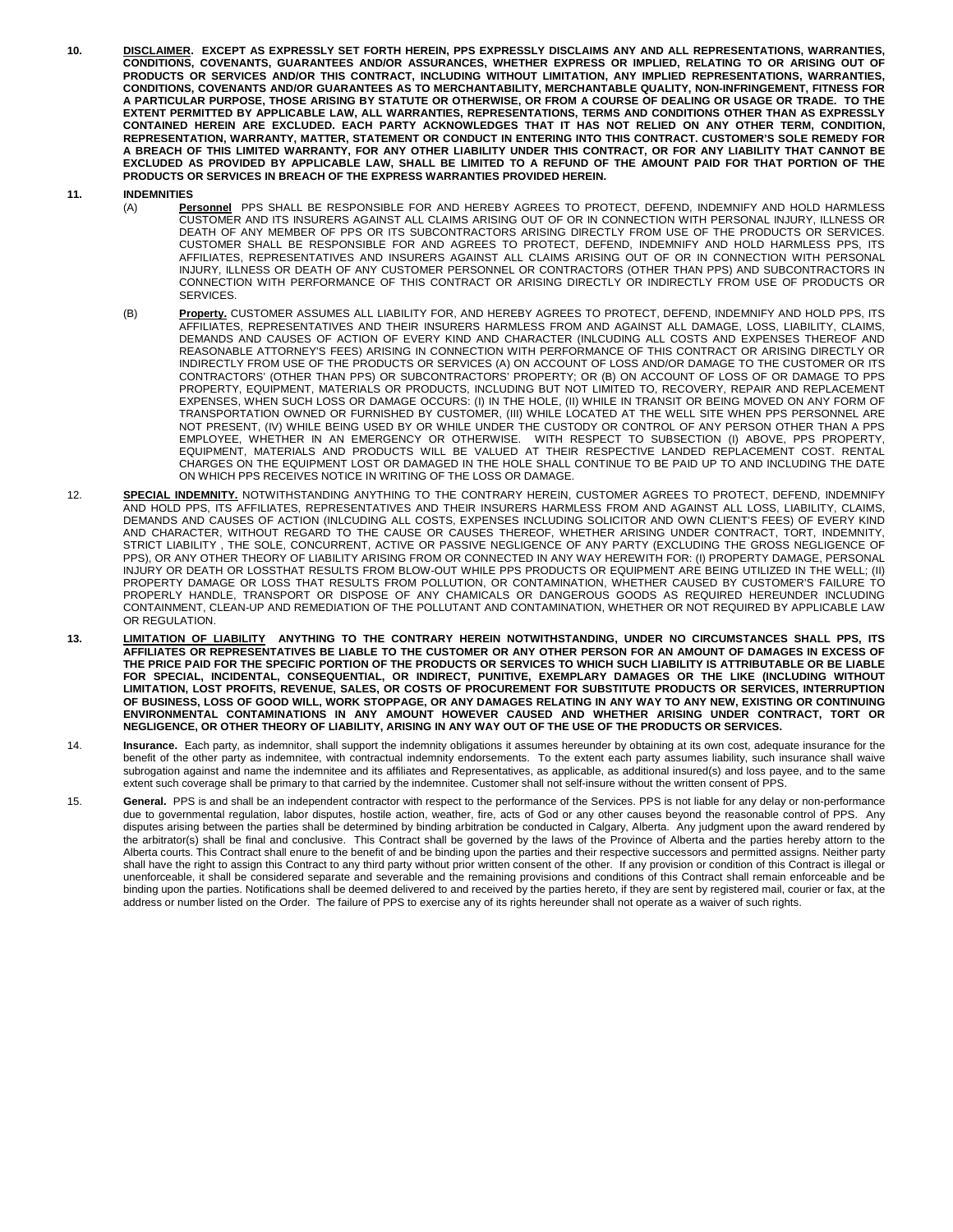**10. DISCLAIMER. EXCEPT AS EXPRESSLY SET FORTH HEREIN, PPS EXPRESSLY DISCLAIMS ANY AND ALL REPRESENTATIONS, WARRANTIES, CONDITIONS, COVENANTS, GUARANTEES AND/OR ASSURANCES, WHETHER EXPRESS OR IMPLIED, RELATING TO OR ARISING OUT OF PRODUCTS OR SERVICES AND/OR THIS CONTRACT, INCLUDING WITHOUT LIMITATION, ANY IMPLIED REPRESENTATIONS, WARRANTIES, CONDITIONS, COVENANTS AND/OR GUARANTEES AS TO MERCHANTABILITY, MERCHANTABLE QUALITY, NON-INFRINGEMENT, FITNESS FOR A PARTICULAR PURPOSE, THOSE ARISING BY STATUTE OR OTHERWISE, OR FROM A COURSE OF DEALING OR USAGE OR TRADE. TO THE EXTENT PERMITTED BY APPLICABLE LAW, ALL WARRANTIES, REPRESENTATIONS, TERMS AND CONDITIONS OTHER THAN AS EXPRESSLY CONTAINED HEREIN ARE EXCLUDED. EACH PARTY ACKNOWLEDGES THAT IT HAS NOT RELIED ON ANY OTHER TERM, CONDITION, REPRESENTATION, WARRANTY, MATTER, STATEMENT OR CONDUCT IN ENTERING INTO THIS CONTRACT. CUSTOMER'S SOLE REMEDY FOR A BREACH OF THIS LIMITED WARRANTY, FOR ANY OTHER LIABILITY UNDER THIS CONTRACT, OR FOR ANY LIABILITY THAT CANNOT BE EXCLUDED AS PROVIDED BY APPLICABLE LAW, SHALL BE LIMITED TO A REFUND OF THE AMOUNT PAID FOR THAT PORTION OF THE PRODUCTS OR SERVICES IN BREACH OF THE EXPRESS WARRANTIES PROVIDED HEREIN.**

**11. INDEMNITIES**

(A) **Personnel** PPS SHALL BE RESPONSIBLE FOR AND HEREBY AGREES TO PROTECT, DEFEND, INDEMNIFY AND HOLD HARMLESS CUSTOMER AND ITS INSURERS AGAINST ALL CLAIMS ARISING OUT OF OR IN CONNECTION WITH PERSONAL INJURY, ILLNESS OR DEATH OF ANY MEMBER OF PPS OR ITS SUBCONTRACTORS ARISING DIRECTLY FROM USE OF THE PRODUCTS OR SERVICES. CUSTOMER SHALL BE RESPONSIBLE FOR AND AGREES TO PROTECT, DEFEND, INDEMNIFY AND HOLD HARMLESS PPS, ITS AFFILIATES, REPRESENTATIVES AND INSURERS AGAINST ALL CLAIMS ARISING OUT OF OR IN CONNECTION WITH PERSONAL INJURY, ILLNESS OR DEATH OF ANY CUSTOMER PERSONNEL OR CONTRACTORS (OTHER THAN PPS) AND SUBCONTRACTORS IN CONNECTION WITH PERFORMANCE OF THIS CONTRACT OR ARISING DIRECTLY OR INDIRECTLY FROM USE OF PRODUCTS OR SERVICES.

(B) **Property.** CUSTOMER ASSUMES ALL LIABILITY FOR, AND HEREBY AGREES TO PROTECT, DEFEND, INDEMNIFY AND HOLD PPS, ITS AFFILIATES, REPRESENTATIVES AND THEIR INSURERS HARMLESS FROM AND AGAINST ALL DAMAGE, LOSS, LIABILITY, CLAIMS, DEMANDS AND CAUSES OF ACTION OF EVERY KIND AND CHARACTER (INLCUDING ALL COSTS AND EXPENSES THEREOF AND REASONABLE ATTORNEY'S FEES) ARISING IN CONNECTION WITH PERFORMANCE OF THIS CONTRACT OR ARISING DIRECTLY OR INDIRECTLY FROM USE OF THE PRODUCTS OR SERVICES (A) ON ACCOUNT OF LOSS AND/OR DAMAGE TO THE CUSTOMER OR ITS CONTRACTORS' (OTHER THAN PPS) OR SUBCONTRACTORS' PROPERTY; OR (B) ON ACCOUNT OF LOSS OF OR DAMAGE TO PPS PROPERTY, EQUIPMENT, MATERIALS OR PRODUCTS, INCLUDING BUT NOT LIMITED TO, RECOVERY, REPAIR AND REPLACEMENT EXPENSES, WHEN SUCH LOSS OR DAMAGE OCCURS: (I) IN THE HOLE, (II) WHILE IN TRANSIT OR BEING MOVED ON ANY FORM OF TRANSPORTATION OWNED OR FURNISHED BY CUSTOMER, (III) WHILE LOCATED AT THE WELL SITE WHEN PPS PERSONNEL ARE NOT PRESENT, (IV) WHILE BEING USED BY OR WHILE UNDER THE CUSTODY OR CONTROL OF ANY PERSON OTHER THAN A PPS EMPLOYEE, WHETHER IN AN EMERGENCY OR OTHERWISE. WITH RESPECT TO SUBSECTION (I) ABOVE, PPS PROPERTY, EQUIPMENT, MATERIALS AND PRODUCTS WILL BE VALUED AT THEIR RESPECTIVE LANDED REPLACEMENT COST. RENTAL CHARGES ON THE EQUIPMENT LOST OR DAMAGED IN THE HOLE SHALL CONTINUE TO BE PAID UP TO AND INCLUDING THE DATE ON WHICH PPS RECEIVES NOTICE IN WRITING OF THE LOSS OR DAMAGE.

12. **SPECIAL INDEMNITY.** NOTWITHSTANDING ANYTHING TO THE CONTRARY HEREIN, CUSTOMER AGREES TO PROTECT, DEFEND, INDEMNIFY AND HOLD PPS, ITS AFFILIATES, REPRESENTATIVES AND THEIR INSURERS HARMLESS FROM AND AGAINST ALL LOSS, LIABILITY, CLAIMS, DEMANDS AND CAUSES OF ACTION (INLCUDING ALL COSTS, EXPENSES INCLUDING SOLICITOR AND OWN CLIENT'S FEES) OF EVERY KIND AND CHARACTER, WITHOUT REGARD TO THE CAUSE OR CAUSES THEREOF, WHETHER ARISING UNDER CONTRACT, TORT, INDEMNITY, STRICT LIABILITY , THE SOLE, CONCURRENT, ACTIVE OR PASSIVE NEGLIGENCE OF ANY PARTY (EXCLUDING THE GROSS NEGLIGENCE OF PPS), OR ANY OTHER THEORY OF LIABILITY ARISING FROM OR CONNECTED IN ANY WAY HEREWITH FOR: (I) PROPERTY DAMAGE, PERSONAL INJURY OR DEATH OR LOSSTHAT RESULTS FROM BLOW-OUT WHILE PPS PRODUCTS OR EQUIPMENT ARE BEING UTILIZED IN THE WELL; (II) PROPERTY DAMAGE OR LOSS THAT RESULTS FROM POLLUTION, OR CONTAMINATION, WHETHER CAUSED BY CUSTOMER'S FAILURE TO PROPERLY HANDLE, TRANSPORT OR DISPOSE OF ANY CHAMICALS OR DANGEROUS GOODS AS REQUIRED HEREUNDER INCLUDING CONTAINMENT, CLEAN-UP AND REMEDIATION OF THE POLLUTANT AND CONTAMINATION, WHETHER OR NOT REQUIRED BY APPLICABLE LAW OR REGULATION.

**13. LIMITATION OF LIABILITY ANYTHING TO THE CONTRARY HEREIN NOTWITHSTANDING, UNDER NO CIRCUMSTANCES SHALL PPS, ITS AFFILIATES OR REPRESENTATIVES BE LIABLE TO THE CUSTOMER OR ANY OTHER PERSON FOR AN AMOUNT OF DAMAGES IN EXCESS OF THE PRICE PAID FOR THE SPECIFIC PORTION OF THE PRODUCTS OR SERVICES TO WHICH SUCH LIABILITY IS ATTRIBUTABLE OR BE LIABLE FOR SPECIAL, INCIDENTAL, CONSEQUENTIAL, OR INDIRECT, PUNITIVE, EXEMPLARY DAMAGES OR THE LIKE (INCLUDING WITHOUT LIMITATION, LOST PROFITS, REVENUE, SALES, OR COSTS OF PROCUREMENT FOR SUBSTITUTE PRODUCTS OR SERVICES, INTERRUPTION OF BUSINESS, LOSS OF GOOD WILL, WORK STOPPAGE, OR ANY DAMAGES RELATING IN ANY WAY TO ANY NEW, EXISTING OR CONTINUING ENVIRONMENTAL CONTAMINATIONS IN ANY AMOUNT HOWEVER CAUSED AND WHETHER ARISING UNDER CONTRACT, TORT OR NEGLIGENCE, OR OTHER THEORY OF LIABILITY, ARISING IN ANY WAY OUT OF THE USE OF THE PRODUCTS OR SERVICES.**

14. **Insurance.** Each party, as indemnitor, shall support the indemnity obligations it assumes hereunder by obtaining at its own cost, adequate insurance for the benefit of the other party as indemnitee, with contractual indemnity endorsements. To the extent each party assumes liability, such insurance shall waive subrogation against and name the indemnitee and its affiliates and Representatives, as applicable, as additional insured(s) and loss payee, and to the same extent such coverage shall be primary to that carried by the indemnitee. Customer shall not self-insure without the written consent of PPS.

15. **General.** PPS is and shall be an independent contractor with respect to the performance of the Services. PPS is not liable for any delay or non-performance due to governmental regulation, labor disputes, hostile action, weather, fire, acts of God or any other causes beyond the reasonable control of PPS. Any disputes arising between the parties shall be determined by binding arbitration be conducted in Calgary, Alberta. Any judgment upon the award rendered by the arbitrator(s) shall be final and conclusive. This Contract shall be governed by the laws of the Province of Alberta and the parties hereby attorn to the Alberta courts. This Contract shall enure to the benefit of and be binding upon the parties and their respective successors and permitted assigns. Neither party shall have the right to assign this Contract to any third party without prior written consent of the other. If any provision or condition of this Contract is illegal or unenforceable, it shall be considered separate and severable and the remaining provisions and conditions of this Contract shall remain enforceable and be binding upon the parties. Notifications shall be deemed delivered to and received by the parties hereto, if they are sent by registered mail, courier or fax, at the address or number listed on the Order. The failure of PPS to exercise any of its rights hereunder shall not operate as a waiver of such rights.